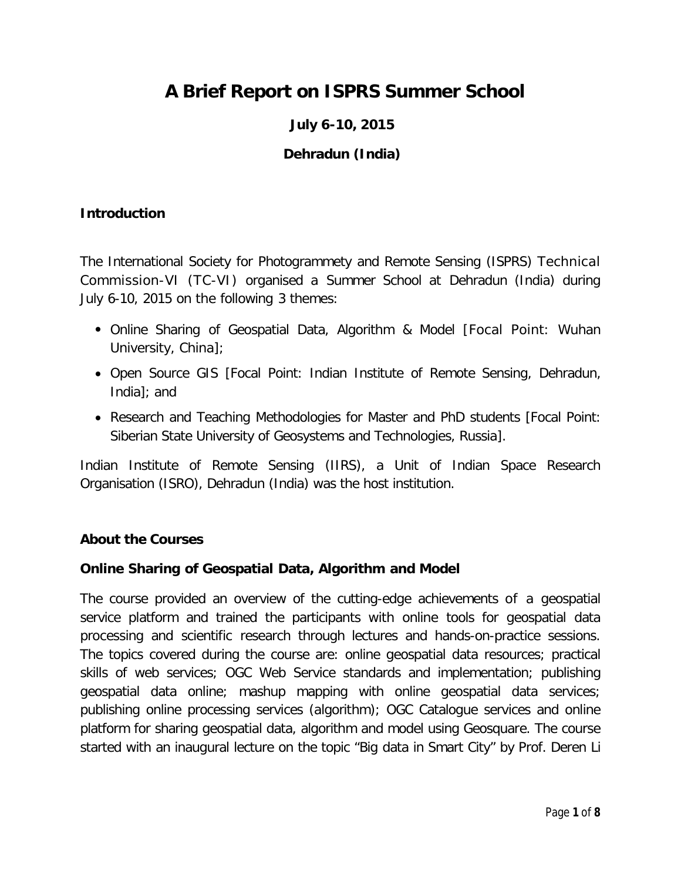# A Brief Report on ISPRS Summer School

**July 6-10, 2015**

**Dehradun (India)**

## Introduction

The International Society for Photogrammety and Remote Sensing (ISPRS) Technical Commission-VI (TC-VI) organised a Summer School at Dehradun (India) during July 6-10, 2015 on the following 3 themes:

- Online Sharing of Geospatial Data, Algorithm & Model [Focal Point: Wuhan University, China];
- Open Source GIS [Focal Point: Indian Institute of Remote Sensing, Dehradun, India]; and
- Research and Teaching Methodologies for Master and PhD students [Focal Point: Siberian State University of Geosystems and Technologies, Russia].

Indian Institute of Remote Sensing (IIRS), a Unit of Indian Space Research Organisation (ISRO), Dehradun (India) was the host institution.

## About the Courses

### Online Sharing of Geospatial Data, Algorithm and Model

The course provided an overview of the cutting-edge achievements of a geospatial service platform and trained the participants with online tools for geospatial data processing and scientific research through lectures and hands-on-practice sessions. The topics covered during the course are: online geospatial data resources; practical skills of web services; OGC Web Service standards and implementation; publishing geospatial data online; mashup mapping with online geospatial data services; publishing online processing services (algorithm); OGC Catalogue services and online platform for sharing geospatial data, algorithm and model using Geosquare. The course started with an inaugural lecture on the topic "Big data in Smart City" by Prof. Deren Li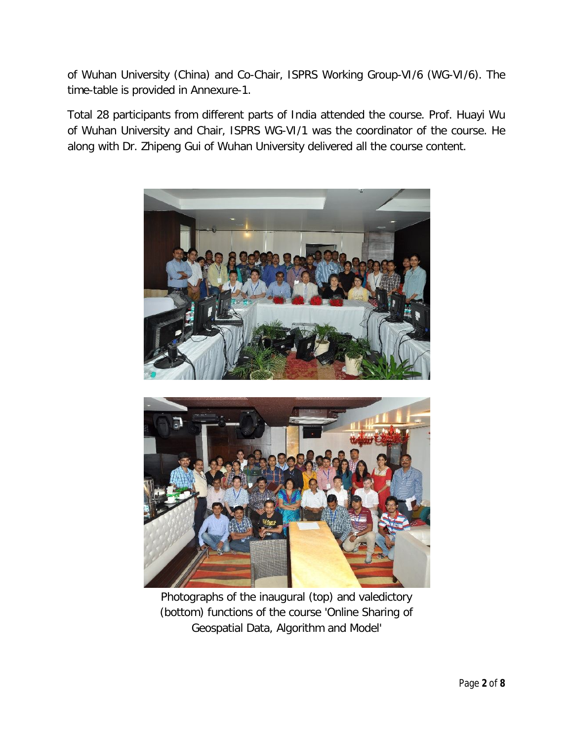of Wuhan University (China) and Co-Chair, ISPRS Working Group-VI/6 (WG-VI/6). The time-table is provided in Annexure-1.

Total 28 participants from different parts of India attended the course. Prof. Huayi Wu of Wuhan University and Chair, ISPRS WG-VI/1 was the coordinator of the course. He along with Dr. Zhipeng Gui of Wuhan University delivered all the course content.

Photographs of the inaugural (top) and valedictory (bottom) functions of the course 'Online Sharing of Geospatial Data, Algorithm and Model'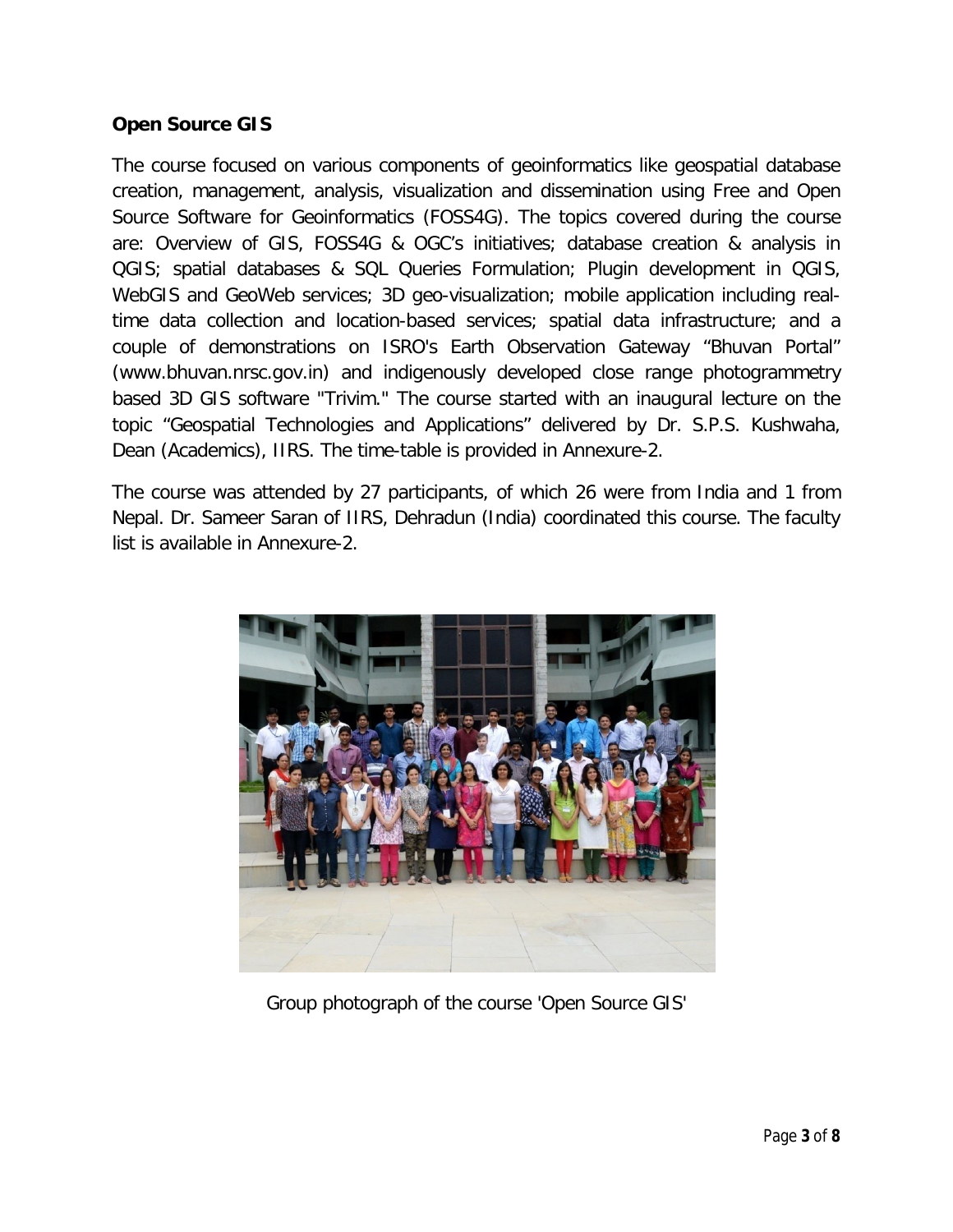**Open Source GIS**

The course focused on various components of geoinformatics like geospatial database creation, management, analysis, visualization and dissemination using Free and Open Source Software for Geoinformatics (FOSS4G). The topics covered during the course are: Overview of GIS, FOSS4G & OGC's initiatives; database creation & analysis in QGIS; spatial databases & SQL Queries Formulation; Plugin development in QGIS, WebGIS and GeoWeb services; 3D geo-visualization; mobile application including real-time data collection and location-based services; spatial data infrastructure; and a couple of demonstrations on ISRO's Earth Observation Gateway "Bhuvan Portal" (www.bhuvan.nrsc.gov.in) and indigenously developed close range photogrammetry based 3D GIS software "Trivim." The course started with an inaugural lecture on the topic "Geospatial Technologies and Applications" delivered by Dr. S.P.S. Kushwaha, Dean (Academics), IIRS. The time-table is provided in Annexure-2.

The course was attended by 27 participants, of which 26 were from India and 1 from Nepal. Dr. Sameer Saran of IIRS, Dehradun (India) coordinated this course. The faculty list is available in Annexure-2.

Group photograph of the course 'Open Source GIS'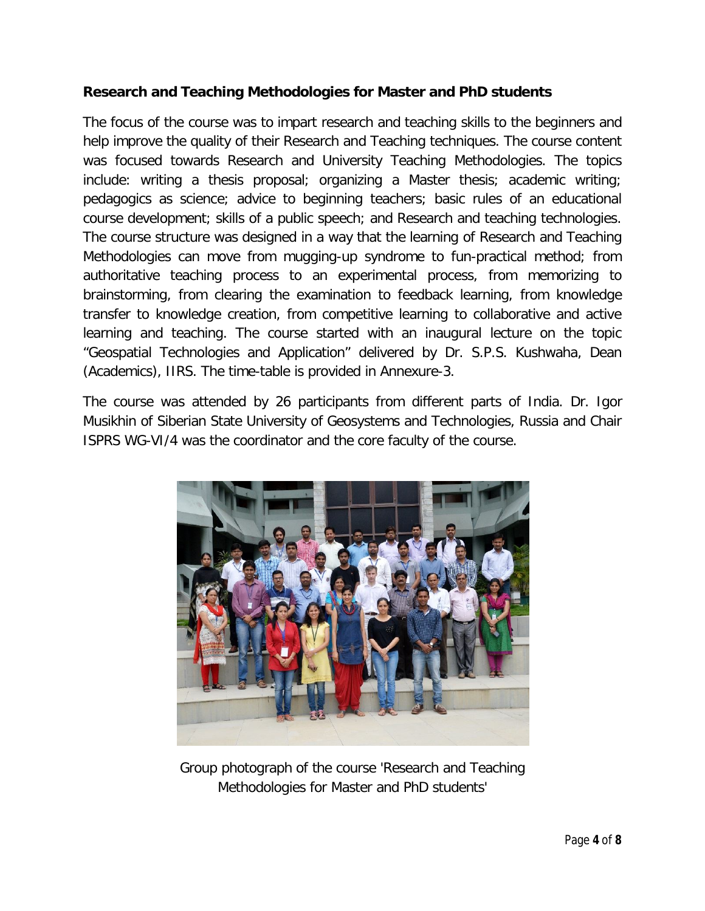**Research and Teaching Methodologies for Master and PhD students**

The focus of the course was to impart research and teaching skills to the beginners and help improve the quality of their Research and Teaching techniques. The course content was focused towards Research and University Teaching Methodologies. The topics include: writing a thesis proposal; organizing a Master thesis; academic writing; pedagogics as science; advice to beginning teachers; basic rules of an educational course development; skills of a public speech; and Research and teaching technologies. The course structure was designed in a way that the learning of Research and Teaching Methodologies can move from mugging-up syndrome to fun-practical method; from authoritative teaching process to an experimental process, from memorizing to brainstorming, from clearing the examination to feedback learning, from knowledge transfer to knowledge creation, from competitive learning to collaborative and active learning and teaching. The course started with an inaugural lecture on the topic "Geospatial Technologies and Application" delivered by Dr. S.P.S. Kushwaha, Dean (Academics), IIRS. The time-table is provided in Annexure-3.

The course was attended by 26 participants from different parts of India. Dr. Igor Musikhin of Siberian State University of Geosystems and Technologies, Russia and Chair ISPRS WG-VI/4 was the coordinator and the core faculty of the course.

Group photograph of the course 'Research and Teaching Methodologies for Master and PhD students'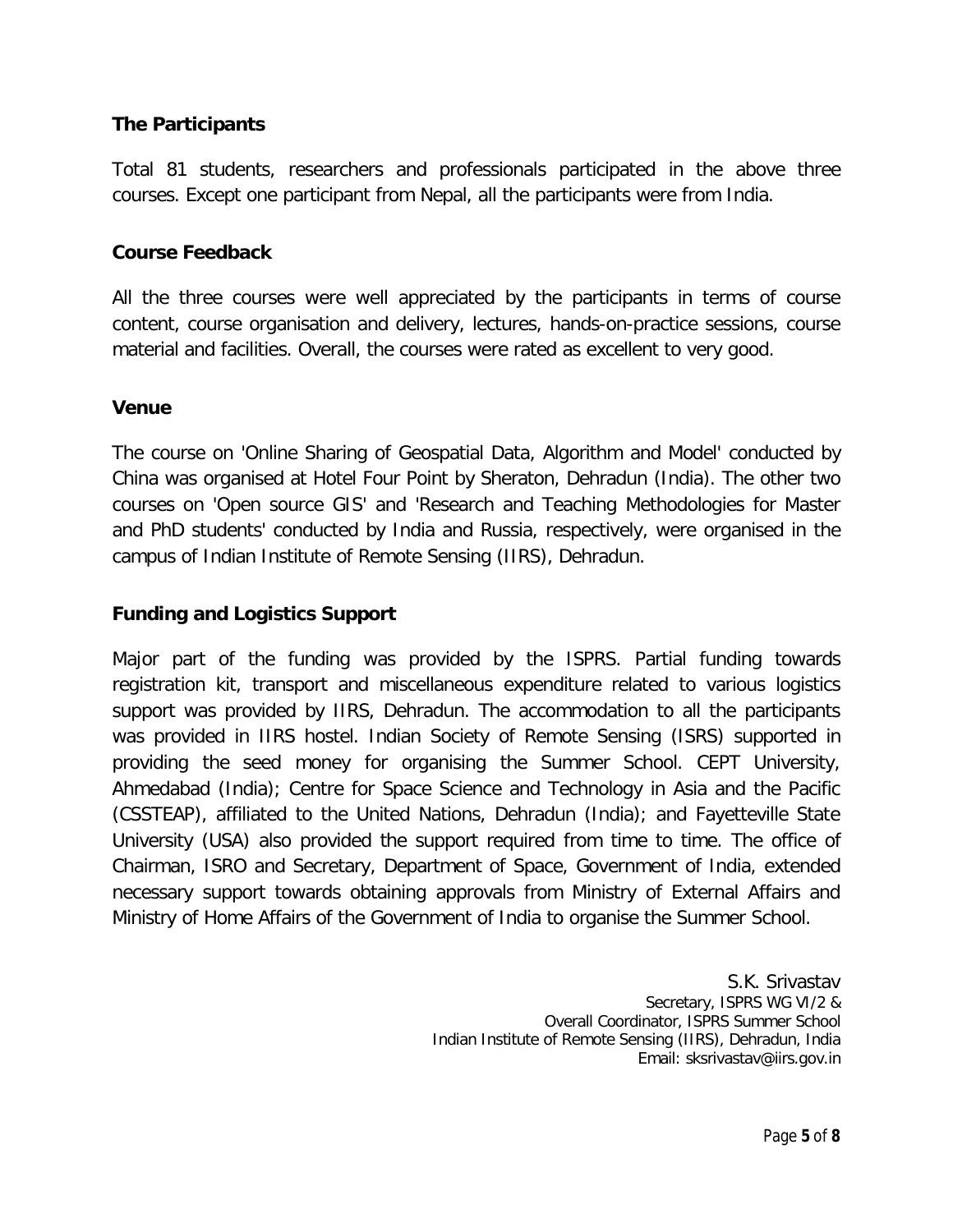### The Participants

Total 81 students, researchers and professionals participated in the above three courses. Except one participant from Nepal, all the participants were from India.

### Course Feedback

All the three courses were well appreciated by the participants in terms of course content, course organisation and delivery, lectures, hands-on-practice sessions, course material and facilities. Overall, the courses were rated as excellent to very good.

### Venue

The course on 'Online Sharing of Geospatial Data, Algorithm and Model' conducted by China was organised at Hotel Four Point by Sheraton, Dehradun (India). The other two courses on 'Open source GIS' and 'Research and Teaching Methodologies for Master and PhD students' conducted by India and Russia, respectively, were organised in the campus of Indian Institute of Remote Sensing (IIRS), Dehradun.

### Funding and Logistics Support

Major part of the funding was provided by the ISPRS. Partial funding towards registration kit, transport and miscellaneous expenditure related to various logistics support was provided by IIRS, Dehradun. The accommodation to all the participants was provided in IIRS hostel. Indian Society of Remote Sensing (ISRS) supported in providing the seed money for organising the Summer School. CEPT University, Ahmedabad (India); Centre for Space Science and Technology in Asia and the Pacific (CSSTEAP), affiliated to the United Nations, Dehradun (India); and Fayetteville State University (USA) also provided the support required from time to time. The office of Chairman, ISRO and Secretary, Department of Space, Government of India, extended necessary support towards obtaining approvals from Ministry of External Affairs and Ministry of Home Affairs of the Government of India to organise the Summer School.

S.K. Srivastav
Secretary, ISPRS WG VI/2 &
Overall Coordinator, ISPRS Summer School
Indian Institute of Remote Sensing (IIRS), Dehradun, India
Email: sksrivastav@iirs.gov.in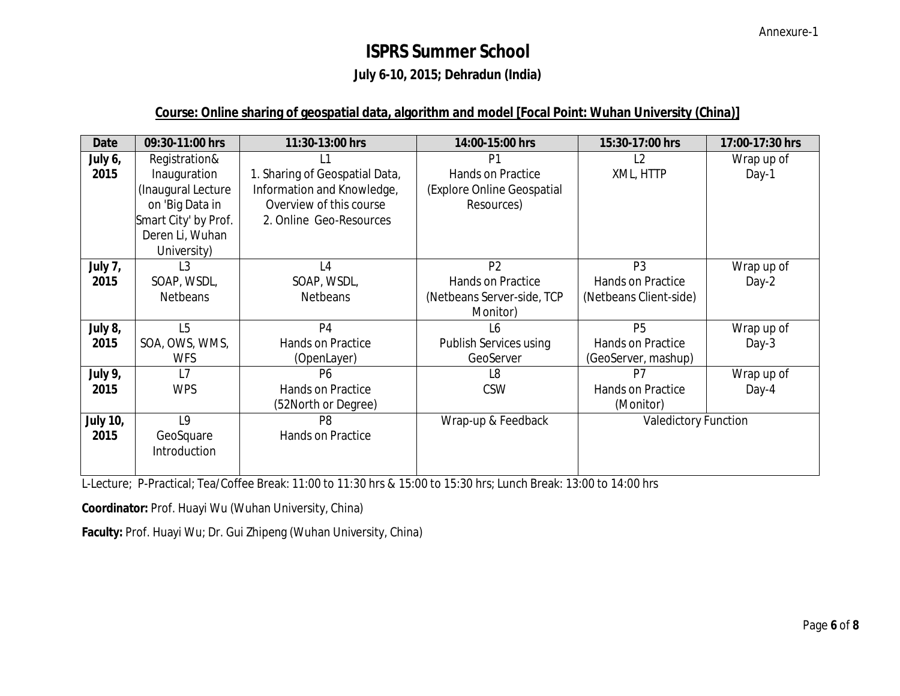Annexure-1

# ISPRS Summer School

### July 6-10, 2015; Dehradun (India)

**Course: Online sharing of geospatial data, algorithm and model [Focal Point: Wuhan University (China)]**

| Date | 09:30-11:00 hrs | 11:30-13:00 hrs | 14:00-15:00 hrs | 15:30-17:00 hrs | 17:00-17:30 hrs |
|---|---|---|---|---|---|
| **July 6, 2015** | Registration& Inauguration (Inaugural Lecture on 'Big Data in Smart City' by Prof. Deren Li, Wuhan University) | L1<br>1. Sharing of Geospatial Data, Information and Knowledge, Overview of this course<br>2. Online Geo-Resources | P1<br>Hands on Practice (Explore Online Geospatial Resources) | L2<br>XML, HTTP | Wrap up of Day-1 |
| **July 7, 2015** | L3<br>SOAP, WSDL, Netbeans | L4<br>SOAP, WSDL, Netbeans | P2<br>Hands on Practice (Netbeans Server-side, TCP Monitor) | P3<br>Hands on Practice (Netbeans Client-side) | Wrap up of Day-2 |
| **July 8, 2015** | L5<br>SOA, OWS, WMS, WFS | P4<br>Hands on Practice (OpenLayer) | L6<br>Publish Services using GeoServer | P5<br>Hands on Practice (GeoServer, mashup) | Wrap up of Day-3 |
| **July 9, 2015** | L7<br>WPS | P6<br>Hands on Practice (52North or Degree) | L8<br>CSW | P7<br>Hands on Practice (Monitor) | Wrap up of Day-4 |
| **July 10, 2015** | L9<br>GeoSquare Introduction | P8<br>Hands on Practice | Wrap-up & Feedback | Valedictory Function | |

L-Lecture; P-Practical; Tea/Coffee Break: 11:00 to 11:30 hrs & 15:00 to 15:30 hrs; Lunch Break: 13:00 to 14:00 hrs

**Coordinator:** Prof. Huayi Wu (Wuhan University, China)

**Faculty:** Prof. Huayi Wu; Dr. Gui Zhipeng (Wuhan University, China)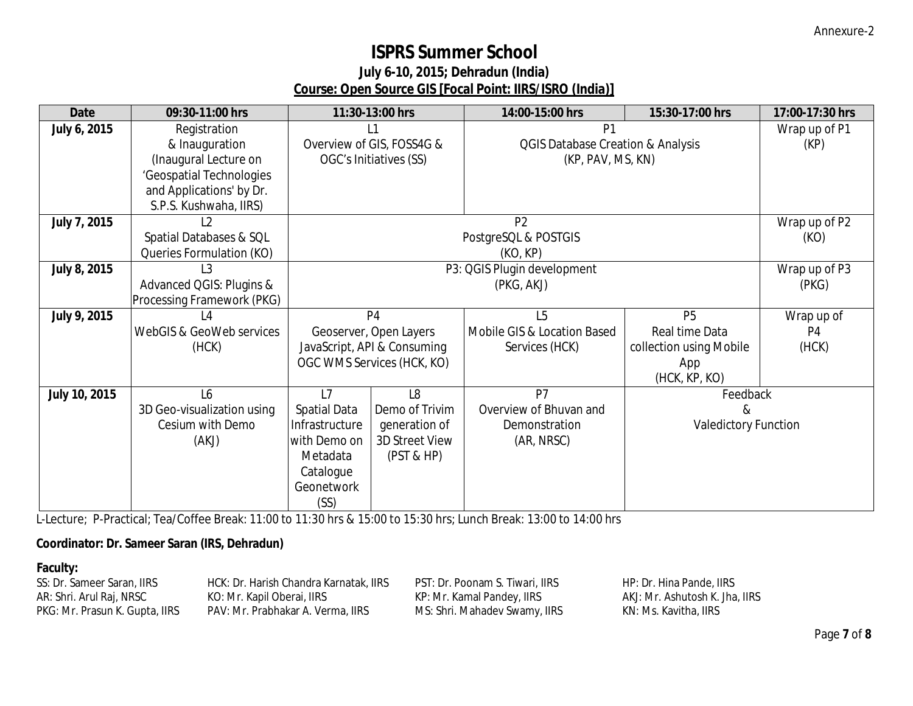Annexure-2

# ISPRS Summer School

### July 6-10, 2015; Dehradun (India)

### Course: Open Source GIS [Focal Point: IIRS/ISRO (India)]

| Date | 09:30-11:00 hrs | 11:30-13:00 hrs | | 14:00-15:00 hrs | 15:30-17:00 hrs | 17:00-17:30 hrs |
|---|---|---|---|---|---|---|
| **July 6, 2015** | Registration & Inauguration (Inaugural Lecture on 'Geospatial Technologies and Applications' by Dr. S.P.S. Kushwaha, IIRS) | L1 Overview of GIS, FOSS4G & OGC's Initiatives (SS) | | P1 QGIS Database Creation & Analysis (KP, PAV, MS, KN) | | Wrap up of P1 (KP) |
| **July 7, 2015** | L2 Spatial Databases & SQL Queries Formulation (KO) | P2 PostgreSQL & POSTGIS (KO, KP) | | | | Wrap up of P2 (KO) |
| **July 8, 2015** | L3 Advanced QGIS: Plugins & Processing Framework (PKG) | P3: QGIS Plugin development (PKG, AKJ) | | | | Wrap up of P3 (PKG) |
| **July 9, 2015** | L4 WebGIS & GeoWeb services (HCK) | P4 Geoserver, Open Layers JavaScript, API & Consuming OGC WMS Services (HCK, KO) | | L5 Mobile GIS & Location Based Services (HCK) | P5 Real time Data collection using Mobile App (HCK, KP, KO) | Wrap up of P4 (HCK) |
| **July 10, 2015** | L6 3D Geo-visualization using Cesium with Demo (AKJ) | L7 Spatial Data Infrastructure with Demo on Metadata Catalogue Geonetwork (SS) | L8 Demo of Trivim generation of 3D Street View (PST & HP) | P7 Overview of Bhuvan and Demonstration (AR, NRSC) | Feedback & Valedictory Function | |

L-Lecture; P-Practical; Tea/Coffee Break: 11:00 to 11:30 hrs & 15:00 to 15:30 hrs; Lunch Break: 13:00 to 14:00 hrs

**Coordinator: Dr. Sameer Saran (IRS, Dehradun)**

**Faculty:**

SS: Dr. Sameer Saran, IIRS
AR: Shri. Arul Raj, NRSC
PKG: Mr. Prasun K. Gupta, IIRS
HCK: Dr. Harish Chandra Karnatak, IIRS
KO: Mr. Kapil Oberai, IIRS
PAV: Mr. Prabhakar A. Verma, IIRS
PST: Dr. Poonam S. Tiwari, IIRS
KP: Mr. Kamal Pandey, IIRS
MS: Shri. Mahadev Swamy, IIRS
HP: Dr. Hina Pande, IIRS
AKJ: Mr. Ashutosh K. Jha, IIRS
KN: Ms. Kavitha, IIRS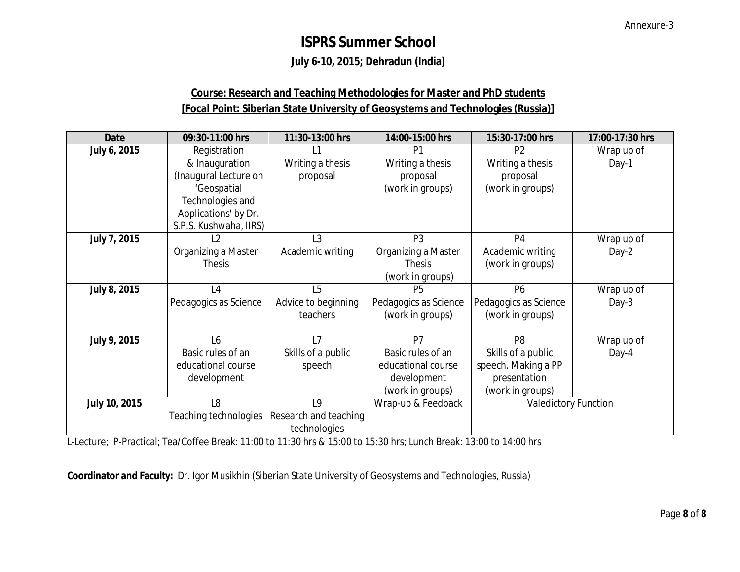Annexure-3

# ISPRS Summer School

**July 6-10, 2015; Dehradun (India)**

**Course: Research and Teaching Methodologies for Master and PhD students**

**[Focal Point: Siberian State University of Geosystems and Technologies (Russia)]**

| Date | 09:30-11:00 hrs | 11:30-13:00 hrs | 14:00-15:00 hrs | 15:30-17:00 hrs | 17:00-17:30 hrs |
|---|---|---|---|---|---|
| **July 6, 2015** | Registration & Inauguration (Inaugural Lecture on 'Geospatial Technologies and Applications' by Dr. S.P.S. Kushwaha, IIRS) | L1 Writing a thesis proposal | P1 Writing a thesis proposal (work in groups) | P2 Writing a thesis proposal (work in groups) | Wrap up of Day-1 |
| **July 7, 2015** | L2 Organizing a Master Thesis | L3 Academic writing | P3 Organizing a Master Thesis (work in groups) | P4 Academic writing (work in groups) | Wrap up of Day-2 |
| **July 8, 2015** | L4 Pedagogics as Science | L5 Advice to beginning teachers | P5 Pedagogics as Science (work in groups) | P6 Pedagogics as Science (work in groups) | Wrap up of Day-3 |
| **July 9, 2015** | L6 Basic rules of an educational course development | L7 Skills of a public speech | P7 Basic rules of an educational course development (work in groups) | P8 Skills of a public speech. Making a PP presentation (work in groups) | Wrap up of Day-4 |
| **July 10, 2015** | L8 Teaching technologies | L9 Research and teaching technologies | Wrap-up & Feedback | Valedictory Function | |

L-Lecture; P-Practical; Tea/Coffee Break: 11:00 to 11:30 hrs & 15:00 to 15:30 hrs; Lunch Break: 13:00 to 14:00 hrs

**Coordinator and Faculty:** Dr. Igor Musikhin (Siberian State University of Geosystems and Technologies, Russia)